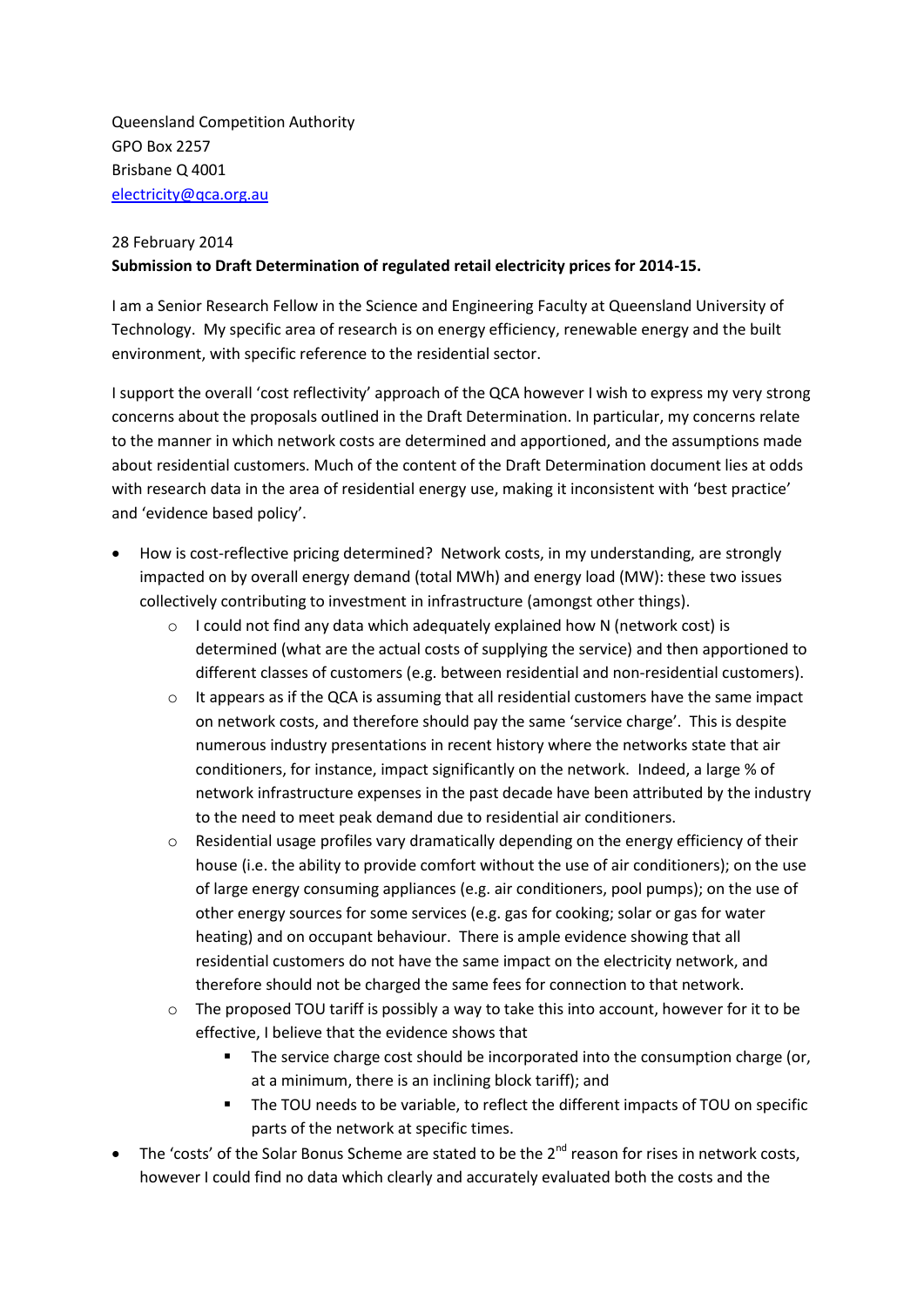Queensland Competition Authority
GPO Box 2257
Brisbane Q 4001
[electricity@qca.org.au](mailto:electricity@qca.org.au)

28 February 2014

**Submission to Draft Determination of regulated retail electricity prices for 2014-15.**

I am a Senior Research Fellow in the Science and Engineering Faculty at Queensland University of Technology. My specific area of research is on energy efficiency, renewable energy and the built environment, with specific reference to the residential sector.

I support the overall 'cost reflectivity' approach of the QCA however I wish to express my very strong concerns about the proposals outlined in the Draft Determination. In particular, my concerns relate to the manner in which network costs are determined and apportioned, and the assumptions made about residential customers. Much of the content of the Draft Determination document lies at odds with research data in the area of residential energy use, making it inconsistent with 'best practice' and 'evidence based policy'.

- How is cost-reflective pricing determined? Network costs, in my understanding, are strongly impacted on by overall energy demand (total MWh) and energy load (MW): these two issues collectively contributing to investment in infrastructure (amongst other things).
  - I could not find any data which adequately explained how N (network cost) is determined (what are the actual costs of supplying the service) and then apportioned to different classes of customers (e.g. between residential and non-residential customers).
  - It appears as if the QCA is assuming that all residential customers have the same impact on network costs, and therefore should pay the same 'service charge'. This is despite numerous industry presentations in recent history where the networks state that air conditioners, for instance, impact significantly on the network. Indeed, a large % of network infrastructure expenses in the past decade have been attributed by the industry to the need to meet peak demand due to residential air conditioners.
  - Residential usage profiles vary dramatically depending on the energy efficiency of their house (i.e. the ability to provide comfort without the use of air conditioners); on the use of large energy consuming appliances (e.g. air conditioners, pool pumps); on the use of other energy sources for some services (e.g. gas for cooking; solar or gas for water heating) and on occupant behaviour. There is ample evidence showing that all residential customers do not have the same impact on the electricity network, and therefore should not be charged the same fees for connection to that network.
  - The proposed TOU tariff is possibly a way to take this into account, however for it to be effective, I believe that the evidence shows that
    - The service charge cost should be incorporated into the consumption charge (or, at a minimum, there is an inclining block tariff); and
    - The TOU needs to be variable, to reflect the different impacts of TOU on specific parts of the network at specific times.
- The 'costs' of the Solar Bonus Scheme are stated to be the 2nd reason for rises in network costs, however I could find no data which clearly and accurately evaluated both the costs and the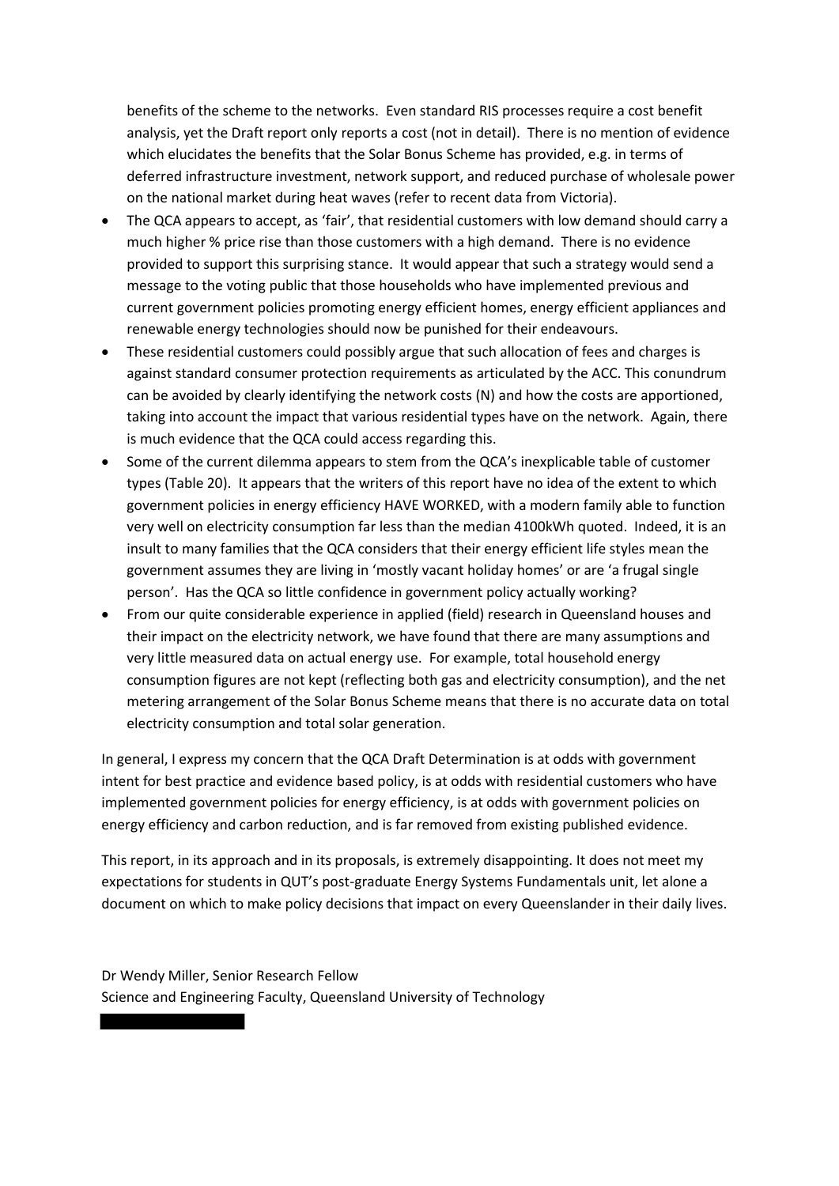benefits of the scheme to the networks. Even standard RIS processes require a cost benefit analysis, yet the Draft report only reports a cost (not in detail). There is no mention of evidence which elucidates the benefits that the Solar Bonus Scheme has provided, e.g. in terms of deferred infrastructure investment, network support, and reduced purchase of wholesale power on the national market during heat waves (refer to recent data from Victoria).

- The QCA appears to accept, as 'fair', that residential customers with low demand should carry a much higher % price rise than those customers with a high demand. There is no evidence provided to support this surprising stance. It would appear that such a strategy would send a message to the voting public that those households who have implemented previous and current government policies promoting energy efficient homes, energy efficient appliances and renewable energy technologies should now be punished for their endeavours.
- These residential customers could possibly argue that such allocation of fees and charges is against standard consumer protection requirements as articulated by the ACC. This conundrum can be avoided by clearly identifying the network costs (N) and how the costs are apportioned, taking into account the impact that various residential types have on the network. Again, there is much evidence that the QCA could access regarding this.
- Some of the current dilemma appears to stem from the QCA's inexplicable table of customer types (Table 20). It appears that the writers of this report have no idea of the extent to which government policies in energy efficiency HAVE WORKED, with a modern family able to function very well on electricity consumption far less than the median 4100kWh quoted. Indeed, it is an insult to many families that the QCA considers that their energy efficient life styles mean the government assumes they are living in 'mostly vacant holiday homes' or are 'a frugal single person'. Has the QCA so little confidence in government policy actually working?
- From our quite considerable experience in applied (field) research in Queensland houses and their impact on the electricity network, we have found that there are many assumptions and very little measured data on actual energy use. For example, total household energy consumption figures are not kept (reflecting both gas and electricity consumption), and the net metering arrangement of the Solar Bonus Scheme means that there is no accurate data on total electricity consumption and total solar generation.

In general, I express my concern that the QCA Draft Determination is at odds with government intent for best practice and evidence based policy, is at odds with residential customers who have implemented government policies for energy efficiency, is at odds with government policies on energy efficiency and carbon reduction, and is far removed from existing published evidence.

This report, in its approach and in its proposals, is extremely disappointing. It does not meet my expectations for students in QUT's post-graduate Energy Systems Fundamentals unit, let alone a document on which to make policy decisions that impact on every Queenslander in their daily lives.

Dr Wendy Miller, Senior Research Fellow
Science and Engineering Faculty, Queensland University of Technology